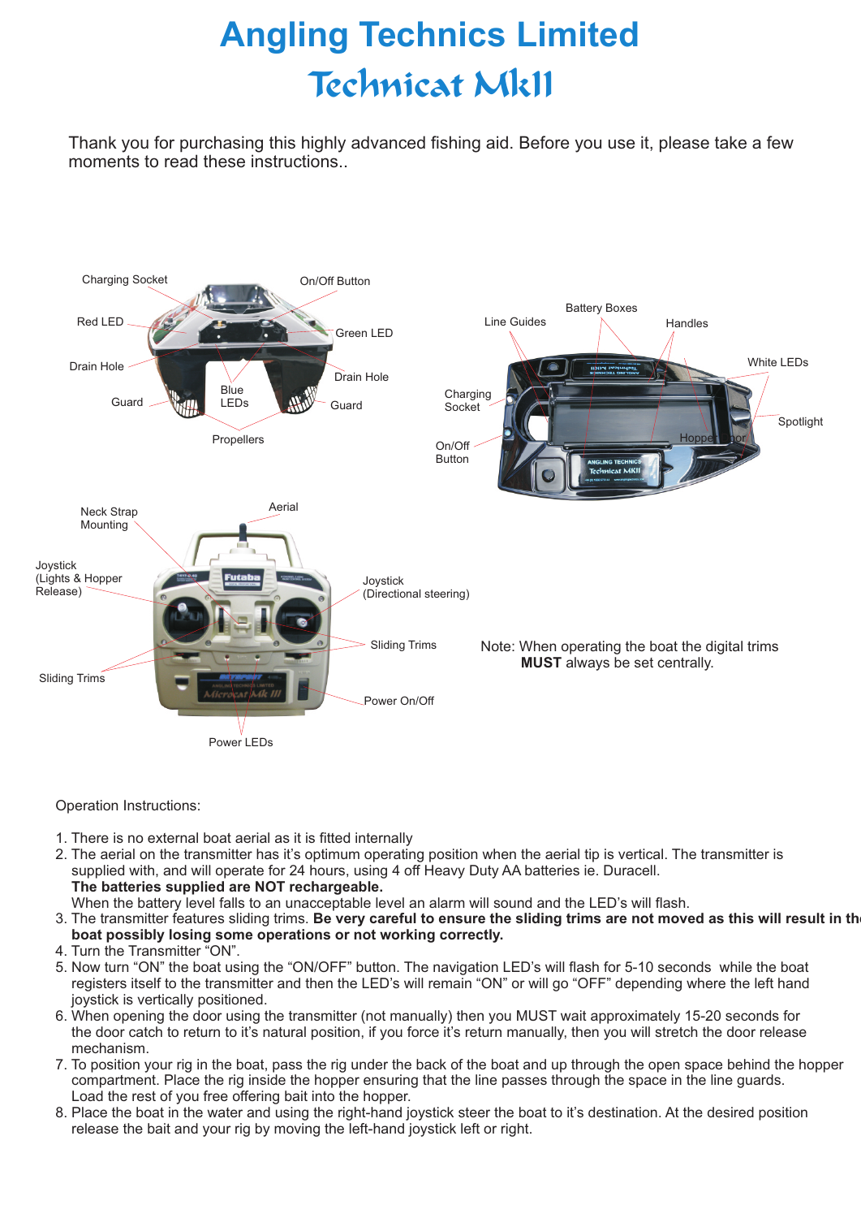# Angling Technics Limited

# Technicat MkII

Thank you for purchasing this highly advanced fishing aid. Before you use it, please take a few moments to read these instructions..

Charging Socket

On/Off Button

Red LED

Green LED

Drain Hole

Drain Hole

Blue LEDs

Guard

Guard

Propellers

Battery Boxes

Line Guides

Handles

White LEDs

Charging Socket

Spotlight

Hopper Door

On/Off Button

Neck Strap Mounting

Aerial

Joystick (Lights & Hopper Release)

Joystick (Directional steering)

Sliding Trims

Sliding Trims

Power On/Off

Power LEDs

Note: When operating the boat the digital trims **MUST** always be set centrally.

Operation Instructions:

1. There is no external boat aerial as it is fitted internally
2. The aerial on the transmitter has it's optimum operating position when the aerial tip is vertical. The transmitter is supplied with, and will operate for 24 hours, using 4 off Heavy Duty AA batteries ie. Duracell.
   **The batteries supplied are NOT rechargeable.**
   When the battery level falls to an unacceptable level an alarm will sound and the LED's will flash.
3. The transmitter features sliding trims. **Be very careful to ensure the sliding trims are not moved as this will result in the boat possibly losing some operations or not working correctly.**
4. Turn the Transmitter "ON".
5. Now turn "ON" the boat using the "ON/OFF" button. The navigation LED's will flash for 5-10 seconds while the boat registers itself to the transmitter and then the LED's will remain "ON" or will go "OFF" depending where the left hand joystick is vertically positioned.
6. When opening the door using the transmitter (not manually) then you MUST wait approximately 15-20 seconds for the door catch to return to it's natural position, if you force it's return manually, then you will stretch the door release mechanism.
7. To position your rig in the boat, pass the rig under the back of the boat and up through the open space behind the hopper compartment. Place the rig inside the hopper ensuring that the line passes through the space in the line guards. Load the rest of you free offering bait into the hopper.
8. Place the boat in the water and using the right-hand joystick steer the boat to it's destination. At the desired position release the bait and your rig by moving the left-hand joystick left or right.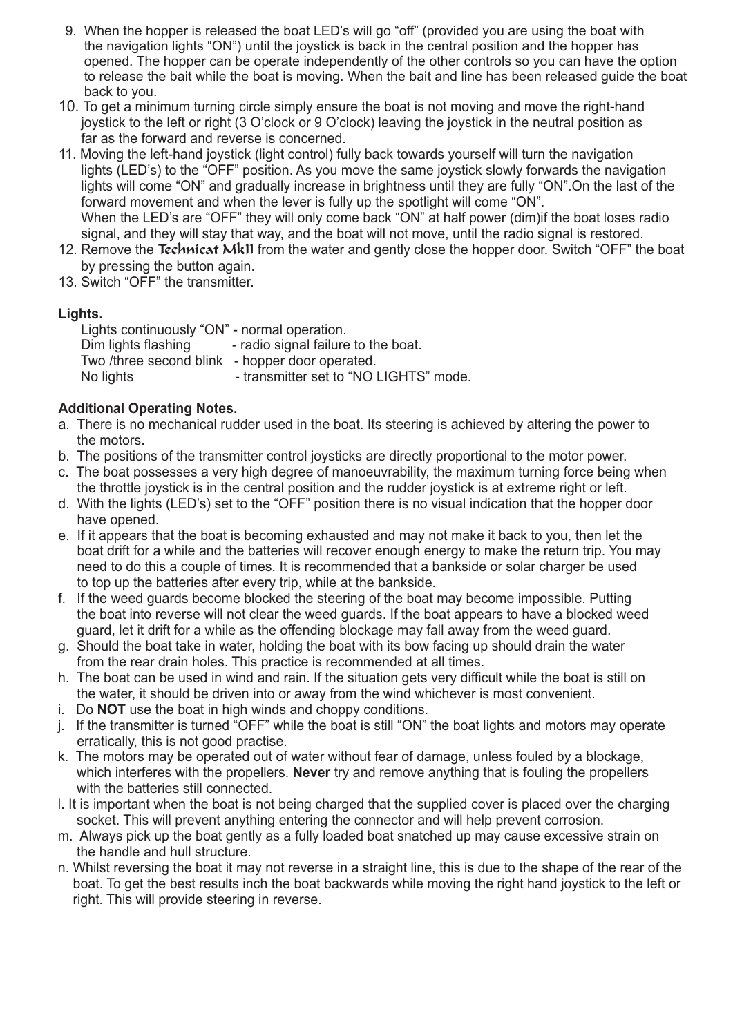9. When the hopper is released the boat LED's will go "off" (provided you are using the boat with the navigation lights "ON") until the joystick is back in the central position and the hopper has opened. The hopper can be operate independently of the other controls so you can have the option to release the bait while the boat is moving. When the bait and line has been released guide the boat back to you.
10. To get a minimum turning circle simply ensure the boat is not moving and move the right-hand joystick to the left or right (3 O'clock or 9 O'clock) leaving the joystick in the neutral position as far as the forward and reverse is concerned.
11. Moving the left-hand joystick (light control) fully back towards yourself will turn the navigation lights (LED's) to the "OFF" position. As you move the same joystick slowly forwards the navigation lights will come "ON" and gradually increase in brightness until they are fully "ON".On the last of the forward movement and when the lever is fully up the spotlight will come "ON".
    When the LED's are "OFF" they will only come back "ON" at half power (dim)if the boat loses radio signal, and they will stay that way, and the boat will not move, until the radio signal is restored.
12. Remove the Technicat MkII from the water and gently close the hopper door. Switch "OFF" the boat by pressing the button again.
13. Switch "OFF" the transmitter.

**Lights.**

Lights continuously "ON" - normal operation.
Dim lights flashing - radio signal failure to the boat.
Two /three second blink - hopper door operated.
No lights - transmitter set to "NO LIGHTS" mode.

**Additional Operating Notes.**

a. There is no mechanical rudder used in the boat. Its steering is achieved by altering the power to the motors.
b. The positions of the transmitter control joysticks are directly proportional to the motor power.
c. The boat possesses a very high degree of manoeuvrability, the maximum turning force being when the throttle joystick is in the central position and the rudder joystick is at extreme right or left.
d. With the lights (LED's) set to the "OFF" position there is no visual indication that the hopper door have opened.
e. If it appears that the boat is becoming exhausted and may not make it back to you, then let the boat drift for a while and the batteries will recover enough energy to make the return trip. You may need to do this a couple of times. It is recommended that a bankside or solar charger be used to top up the batteries after every trip, while at the bankside.
f. If the weed guards become blocked the steering of the boat may become impossible. Putting the boat into reverse will not clear the weed guards. If the boat appears to have a blocked weed guard, let it drift for a while as the offending blockage may fall away from the weed guard.
g. Should the boat take in water, holding the boat with its bow facing up should drain the water from the rear drain holes. This practice is recommended at all times.
h. The boat can be used in wind and rain. If the situation gets very difficult while the boat is still on the water, it should be driven into or away from the wind whichever is most convenient.
i. Do **NOT** use the boat in high winds and choppy conditions.
j. If the transmitter is turned "OFF" while the boat is still "ON" the boat lights and motors may operate erratically, this is not good practise.
k. The motors may be operated out of water without fear of damage, unless fouled by a blockage, which interferes with the propellers. **Never** try and remove anything that is fouling the propellers with the batteries still connected.
l. It is important when the boat is not being charged that the supplied cover is placed over the charging socket. This will prevent anything entering the connector and will help prevent corrosion.
m. Always pick up the boat gently as a fully loaded boat snatched up may cause excessive strain on the handle and hull structure.
n. Whilst reversing the boat it may not reverse in a straight line, this is due to the shape of the rear of the boat. To get the best results inch the boat backwards while moving the right hand joystick to the left or right. This will provide steering in reverse.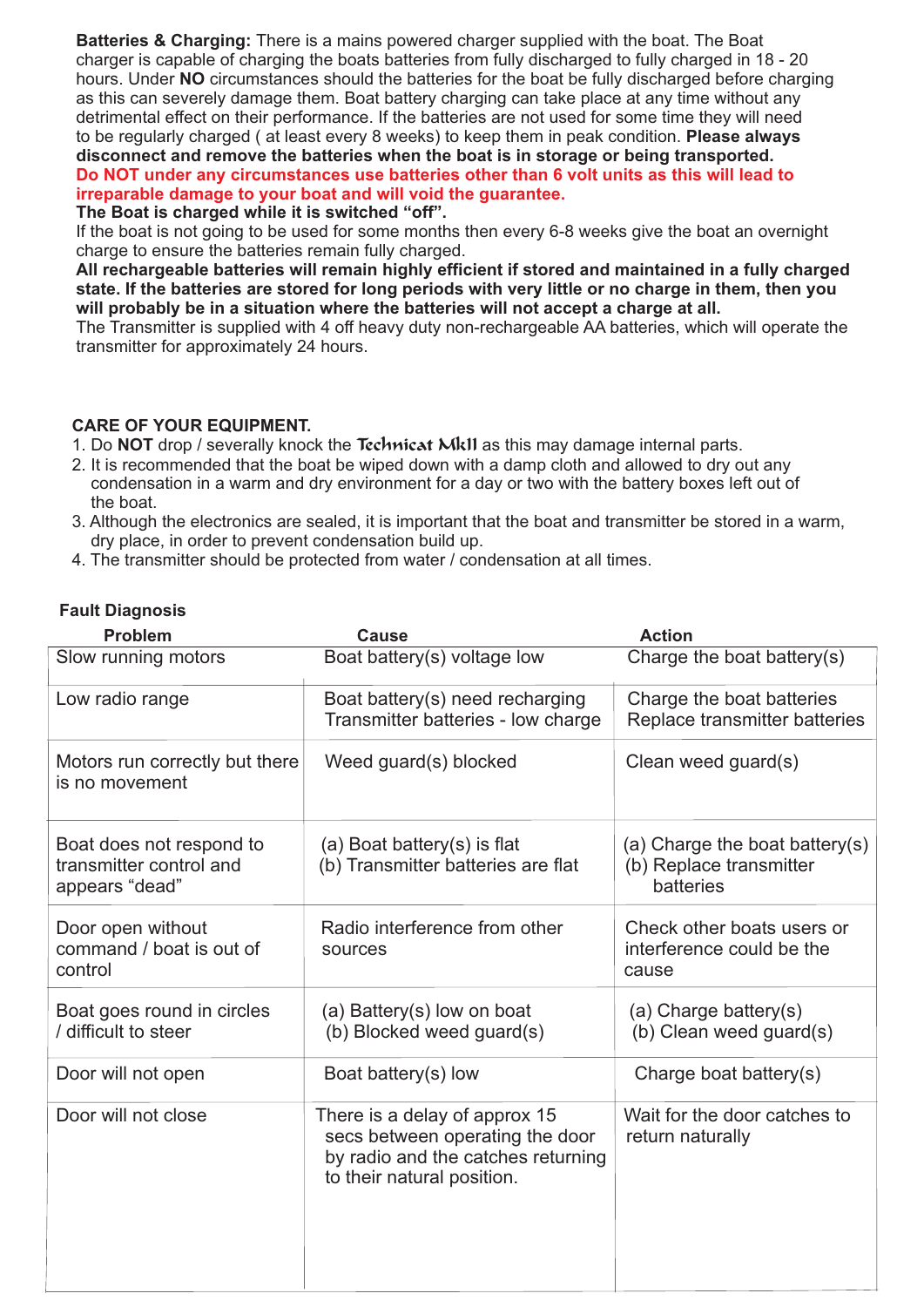**Batteries & Charging:** There is a mains powered charger supplied with the boat. The Boat charger is capable of charging the boats batteries from fully discharged to fully charged in 18 - 20 hours. Under **NO** circumstances should the batteries for the boat be fully discharged before charging as this can severely damage them. Boat battery charging can take place at any time without any detrimental effect on their performance. If the batteries are not used for some time they will need to be regularly charged ( at least every 8 weeks) to keep them in peak condition. **Please always disconnect and remove the batteries when the boat is in storage or being transported.**
**Do NOT under any circumstances use batteries other than 6 volt units as this will lead to irreparable damage to your boat and will void the guarantee.**
**The Boat is charged while it is switched "off".**
If the boat is not going to be used for some months then every 6-8 weeks give the boat an overnight charge to ensure the batteries remain fully charged.
**All rechargeable batteries will remain highly efficient if stored and maintained in a fully charged state. If the batteries are stored for long periods with very little or no charge in them, then you will probably be in a situation where the batteries will not accept a charge at all.**
The Transmitter is supplied with 4 off heavy duty non-rechargeable AA batteries, which will operate the transmitter for approximately 24 hours.

**CARE OF YOUR EQUIPMENT.**

1. Do **NOT** drop / severally knock the Technicat MkII as this may damage internal parts.
2. It is recommended that the boat be wiped down with a damp cloth and allowed to dry out any condensation in a warm and dry environment for a day or two with the battery boxes left out of the boat.
3. Although the electronics are sealed, it is important that the boat and transmitter be stored in a warm, dry place, in order to prevent condensation build up.
4. The transmitter should be protected from water / condensation at all times.

**Fault Diagnosis**

| Problem | Cause | Action |
|---|---|---|
| Slow running motors | Boat battery(s) voltage low | Charge the boat battery(s) |
| Low radio range | Boat battery(s) need recharging<br>Transmitter batteries - low charge | Charge the boat batteries<br>Replace transmitter batteries |
| Motors run correctly but there is no movement | Weed guard(s) blocked | Clean weed guard(s) |
| Boat does not respond to transmitter control and appears "dead" | (a) Boat battery(s) is flat<br>(b) Transmitter batteries are flat | (a) Charge the boat battery(s)<br>(b) Replace transmitter batteries |
| Door open without command / boat is out of control | Radio interference from other sources | Check other boats users or interference could be the cause |
| Boat goes round in circles / difficult to steer | (a) Battery(s) low on boat<br>(b) Blocked weed guard(s) | (a) Charge battery(s)<br>(b) Clean weed guard(s) |
| Door will not open | Boat battery(s) low | Charge boat battery(s) |
| Door will not close | There is a delay of approx 15 secs between operating the door by radio and the catches returning to their natural position. | Wait for the door catches to return naturally |